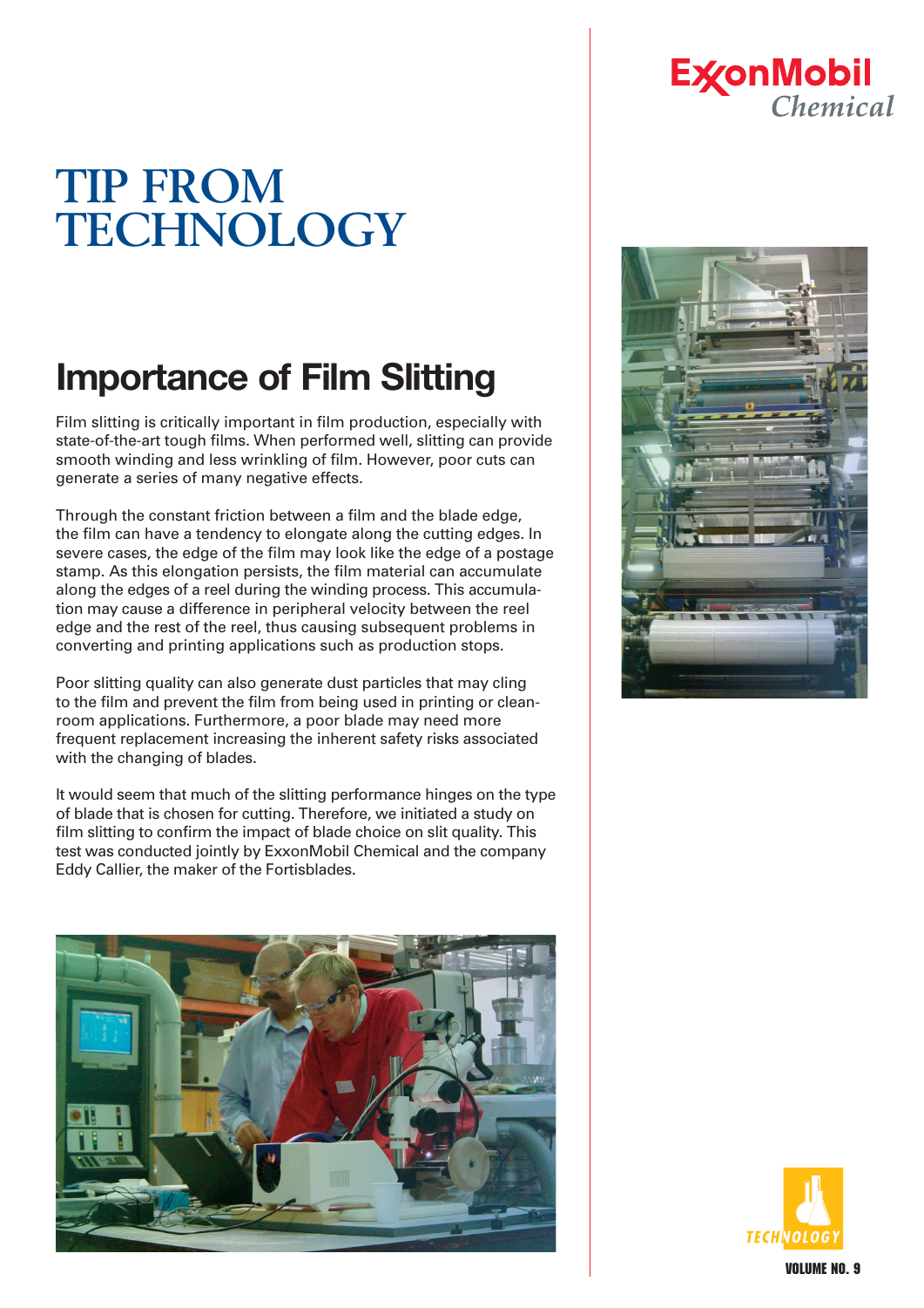# TIP FROM TECHNOLOGY

## Importance of Film Slitting

Film slitting is critically important in film production, especially with state-of-the-art tough films. When performed well, slitting can provide smooth winding and less wrinkling of film. However, poor cuts can generate a series of many negative effects.

Through the constant friction between a film and the blade edge, the film can have a tendency to elongate along the cutting edges. In severe cases, the edge of the film may look like the edge of a postage stamp. As this elongation persists, the film material can accumulate along the edges of a reel during the winding process. This accumulation may cause a difference in peripheral velocity between the reel edge and the rest of the reel, thus causing subsequent problems in converting and printing applications such as production stops.

Poor slitting quality can also generate dust particles that may cling to the film and prevent the film from being used in printing or clean-room applications. Furthermore, a poor blade may need more frequent replacement increasing the inherent safety risks associated with the changing of blades.

It would seem that much of the slitting performance hinges on the type of blade that is chosen for cutting. Therefore, we initiated a study on film slitting to confirm the impact of blade choice on slit quality. This test was conducted jointly by ExxonMobil Chemical and the company Eddy Callier, the maker of the Fortisblades.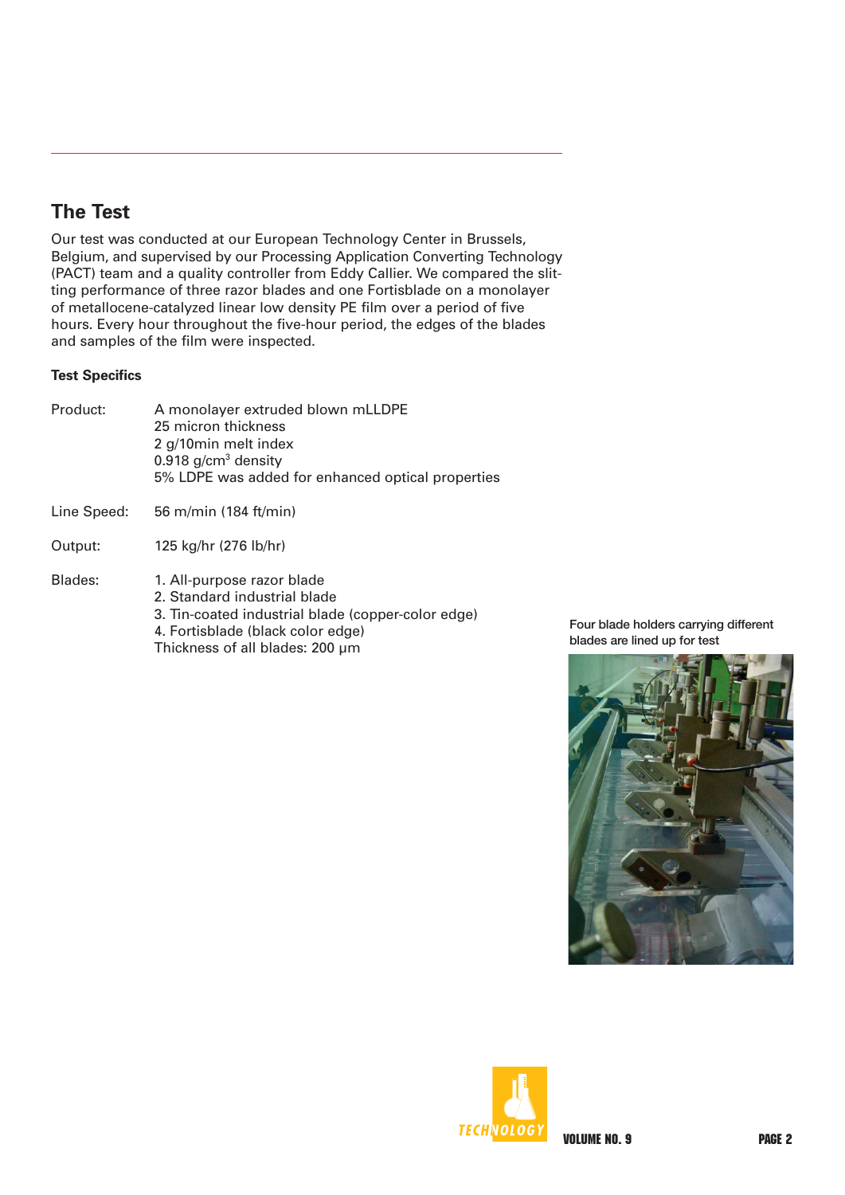## The Test

Our test was conducted at our European Technology Center in Brussels, Belgium, and supervised by our Processing Application Converting Technology (PACT) team and a quality controller from Eddy Callier. We compared the slitting performance of three razor blades and one Fortisblade on a monolayer of metallocene-catalyzed linear low density PE film over a period of five hours. Every hour throughout the five-hour period, the edges of the blades and samples of the film were inspected.

### Test Specifics

Product: A monolayer extruded blown mLLDPE
25 micron thickness
2 g/10min melt index
0.918 g/cm$^3$ density
5% LDPE was added for enhanced optical properties

Line Speed: 56 m/min (184 ft/min)

Output: 125 kg/hr (276 lb/hr)

Blades:
1. All-purpose razor blade
2. Standard industrial blade
3. Tin-coated industrial blade (copper-color edge)
4. Fortisblade (black color edge)

Thickness of all blades: 200 µm

Four blade holders carrying different blades are lined up for test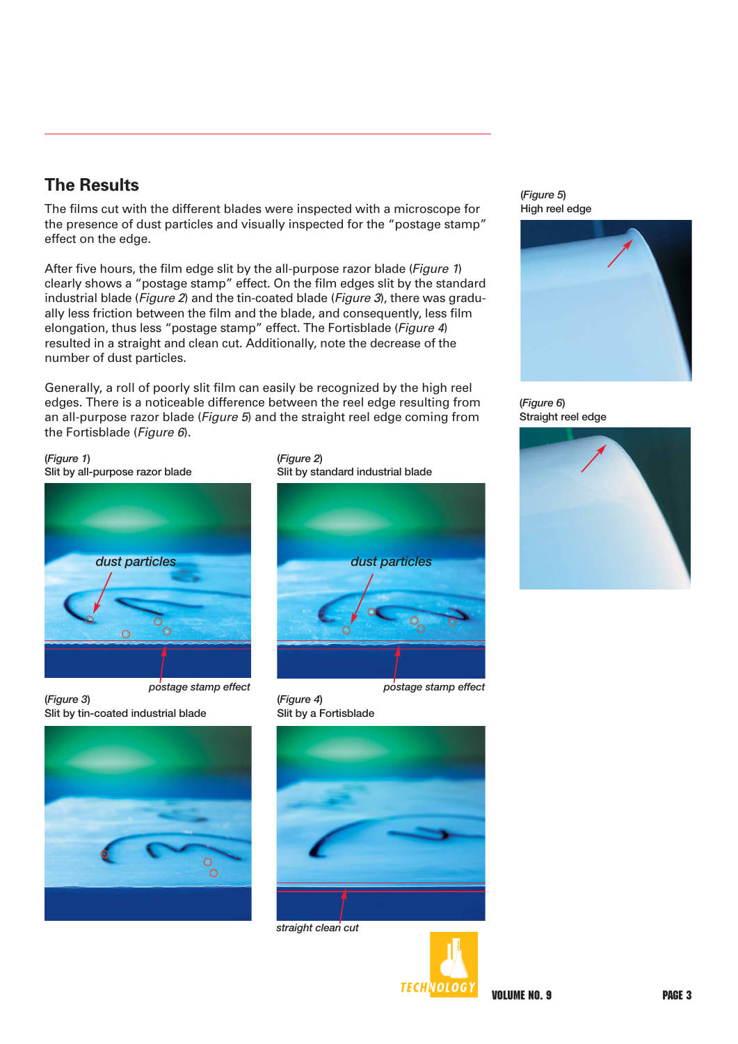## The Results

The films cut with the different blades were inspected with a microscope for the presence of dust particles and visually inspected for the “postage stamp” effect on the edge.

After five hours, the film edge slit by the all-purpose razor blade (*Figure 1*) clearly shows a “postage stamp” effect. On the film edges slit by the standard industrial blade (*Figure 2*) and the tin-coated blade (*Figure 3*), there was gradually less friction between the film and the blade, and consequently, less film elongation, thus less “postage stamp” effect. The Fortisblade (*Figure 4*) resulted in a straight and clean cut. Additionally, note the decrease of the number of dust particles.

Generally, a roll of poorly slit film can easily be recognized by the high reel edges. There is a noticeable difference between the reel edge resulting from an all-purpose razor blade (*Figure 5*) and the straight reel edge coming from the Fortisblade (*Figure 6*).

(*Figure 1*)
Slit by all-purpose razor blade

*dust particles*

*postage stamp effect*

(*Figure 2*)
Slit by standard industrial blade

*dust particles*

*postage stamp effect*

(*Figure 3*)
Slit by tin-coated industrial blade

(*Figure 4*)
Slit by a Fortisblade

*straight clean cut*

(*Figure 5*)
High reel edge

(*Figure 6*)
Straight reel edge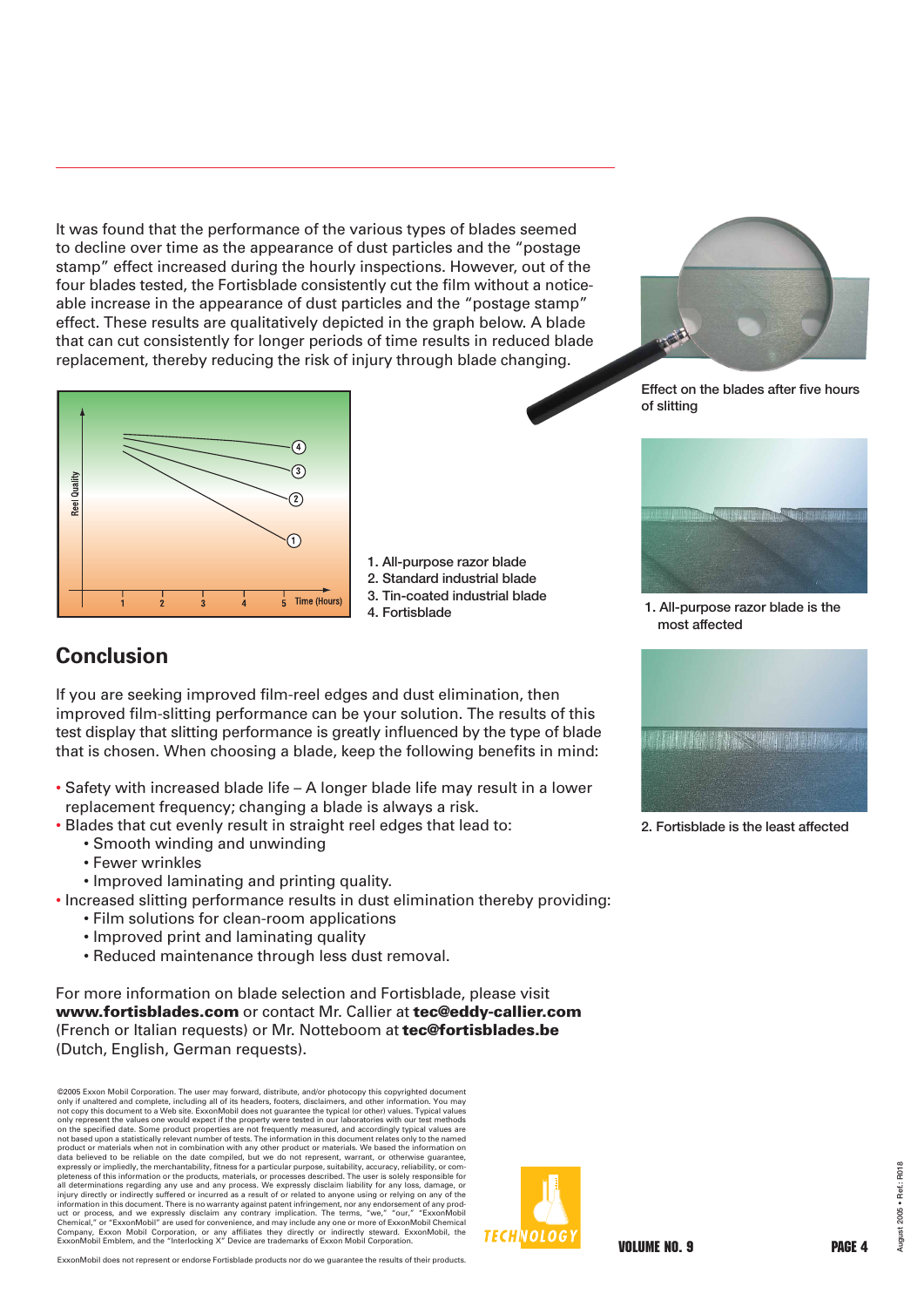It was found that the performance of the various types of blades seemed to decline over time as the appearance of dust particles and the "postage stamp" effect increased during the hourly inspections. However, out of the four blades tested, the Fortisblade consistently cut the film without a noticeable increase in the appearance of dust particles and the "postage stamp" effect. These results are qualitatively depicted in the graph below. A blade that can cut consistently for longer periods of time results in reduced blade replacement, thereby reducing the risk of injury through blade changing.

Reel Quality

Time (Hours)

1 2 3 4 5

1. All-purpose razor blade
2. Standard industrial blade
3. Tin-coated industrial blade
4. Fortisblade

Effect on the blades after five hours of slitting

1. All-purpose razor blade is the most affected

2. Fortisblade is the least affected

## Conclusion

If you are seeking improved film-reel edges and dust elimination, then improved film-slitting performance can be your solution. The results of this test display that slitting performance is greatly influenced by the type of blade that is chosen. When choosing a blade, keep the following benefits in mind:

- Safety with increased blade life – A longer blade life may result in a lower replacement frequency; changing a blade is always a risk.
- Blades that cut evenly result in straight reel edges that lead to:
  - Smooth winding and unwinding
  - Fewer wrinkles
  - Improved laminating and printing quality.
- Increased slitting performance results in dust elimination thereby providing:
  - Film solutions for clean-room applications
  - Improved print and laminating quality
  - Reduced maintenance through less dust removal.

For more information on blade selection and Fortisblade, please visit **www.fortisblades.com** or contact Mr. Callier at **tec@eddy-callier.com** (French or Italian requests) or Mr. Notteboom at **tec@fortisblades.be** (Dutch, English, German requests).

©2005 Exxon Mobil Corporation. The user may forward, distribute, and/or photocopy this copyrighted document only if unaltered and complete, including all of its headers, footers, disclaimers, and other information. You may not copy this document to a Web site. ExxonMobil does not guarantee the typical (or other) values. Typical values only represent the values one would expect if the property were tested in our laboratories with our test methods on the specified date. Some product properties are not frequently measured, and accordingly typical values are not based upon a statistically relevant number of tests. The information in this document relates only to the named product or materials when not in combination with any other product or materials. We based the information on data believed to be reliable on the date compiled, but we do not represent, warrant, or otherwise guarantee, expressly or impliedly, the merchantability, fitness for a particular purpose, suitability, accuracy, reliability, or completeness of this information or the products, materials, or processes described. The user is solely responsible for all determinations regarding any use and any process. We expressly disclaim liability for any loss, damage, or injury directly or indirectly suffered or incurred as a result of or related to anyone using or relying on any of the information in this document. There is no warranty against patent infringement, nor any endorsement of any product or process, and we expressly disclaim any contrary implication. The terms, "we," "our," "ExxonMobil Chemical," or "ExxonMobil" are used for convenience, and may include any one or more of ExxonMobil Chemical Company, Exxon Mobil Corporation, or any affiliates they directly or indirectly steward. ExxonMobil, the ExxonMobil Emblem, and the "Interlocking X" Device are trademarks of Exxon Mobil Corporation.

ExxonMobil does not represent or endorse Fortisblade products nor do we guarantee the results of their products.

TECHNOLOGY

August 2005 • Ref.: R018